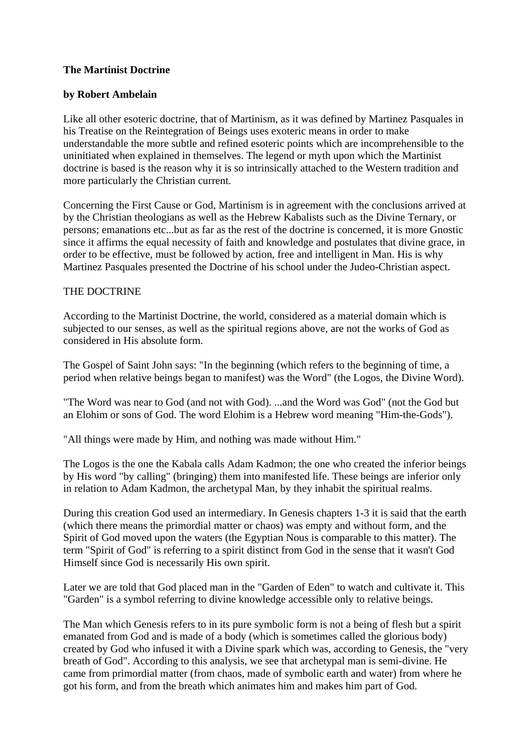**The Martinist Doctrine**

**by Robert Ambelain**

Like all other esoteric doctrine, that of Martinism, as it was defined by Martinez Pasquales in his Treatise on the Reintegration of Beings uses exoteric means in order to make understandable the more subtle and refined esoteric points which are incomprehensible to the uninitiated when explained in themselves. The legend or myth upon which the Martinist doctrine is based is the reason why it is so intrinsically attached to the Western tradition and more particularly the Christian current.

Concerning the First Cause or God, Martinism is in agreement with the conclusions arrived at by the Christian theologians as well as the Hebrew Kabalists such as the Divine Ternary, or persons; emanations etc...but as far as the rest of the doctrine is concerned, it is more Gnostic since it affirms the equal necessity of faith and knowledge and postulates that divine grace, in order to be effective, must be followed by action, free and intelligent in Man. His is why Martinez Pasquales presented the Doctrine of his school under the Judeo-Christian aspect.

THE DOCTRINE

According to the Martinist Doctrine, the world, considered as a material domain which is subjected to our senses, as well as the spiritual regions above, are not the works of God as considered in His absolute form.

The Gospel of Saint John says: "In the beginning (which refers to the beginning of time, a period when relative beings began to manifest) was the Word" (the Logos, the Divine Word).

"The Word was near to God (and not with God). ...and the Word was God" (not the God but an Elohim or sons of God. The word Elohim is a Hebrew word meaning "Him-the-Gods").

"All things were made by Him, and nothing was made without Him."

The Logos is the one the Kabala calls Adam Kadmon; the one who created the inferior beings by His word "by calling" (bringing) them into manifested life. These beings are inferior only in relation to Adam Kadmon, the archetypal Man, by they inhabit the spiritual realms.

During this creation God used an intermediary. In Genesis chapters 1-3 it is said that the earth (which there means the primordial matter or chaos) was empty and without form, and the Spirit of God moved upon the waters (the Egyptian Nous is comparable to this matter). The term "Spirit of God" is referring to a spirit distinct from God in the sense that it wasn't God Himself since God is necessarily His own spirit.

Later we are told that God placed man in the "Garden of Eden" to watch and cultivate it. This "Garden" is a symbol referring to divine knowledge accessible only to relative beings.

The Man which Genesis refers to in its pure symbolic form is not a being of flesh but a spirit emanated from God and is made of a body (which is sometimes called the glorious body) created by God who infused it with a Divine spark which was, according to Genesis, the "very breath of God". According to this analysis, we see that archetypal man is semi-divine. He came from primordial matter (from chaos, made of symbolic earth and water) from where he got his form, and from the breath which animates him and makes him part of God.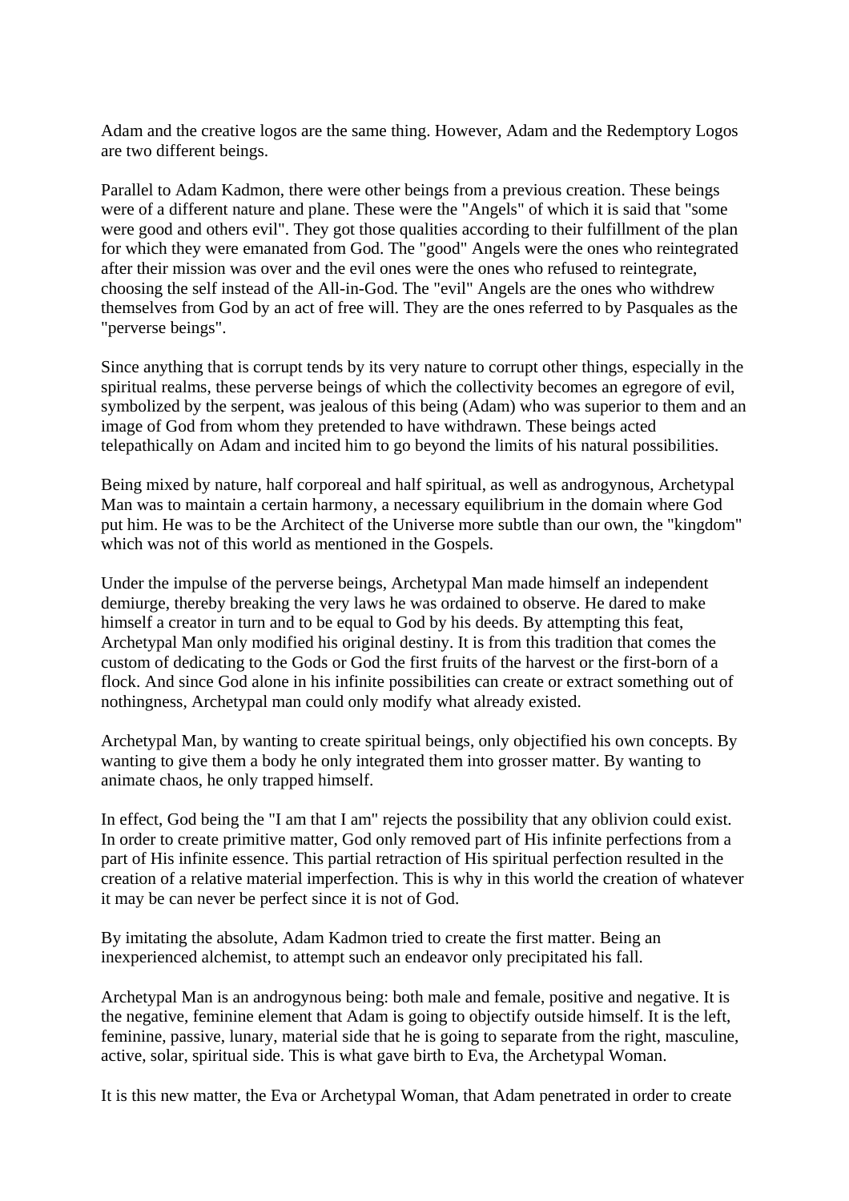Adam and the creative logos are the same thing. However, Adam and the Redemptory Logos are two different beings.

Parallel to Adam Kadmon, there were other beings from a previous creation. These beings were of a different nature and plane. These were the "Angels" of which it is said that "some were good and others evil". They got those qualities according to their fulfillment of the plan for which they were emanated from God. The "good" Angels were the ones who reintegrated after their mission was over and the evil ones were the ones who refused to reintegrate, choosing the self instead of the All-in-God. The "evil" Angels are the ones who withdrew themselves from God by an act of free will. They are the ones referred to by Pasquales as the "perverse beings".

Since anything that is corrupt tends by its very nature to corrupt other things, especially in the spiritual realms, these perverse beings of which the collectivity becomes an egregore of evil, symbolized by the serpent, was jealous of this being (Adam) who was superior to them and an image of God from whom they pretended to have withdrawn. These beings acted telepathically on Adam and incited him to go beyond the limits of his natural possibilities.

Being mixed by nature, half corporeal and half spiritual, as well as androgynous, Archetypal Man was to maintain a certain harmony, a necessary equilibrium in the domain where God put him. He was to be the Architect of the Universe more subtle than our own, the "kingdom" which was not of this world as mentioned in the Gospels.

Under the impulse of the perverse beings, Archetypal Man made himself an independent demiurge, thereby breaking the very laws he was ordained to observe. He dared to make himself a creator in turn and to be equal to God by his deeds. By attempting this feat, Archetypal Man only modified his original destiny. It is from this tradition that comes the custom of dedicating to the Gods or God the first fruits of the harvest or the first-born of a flock. And since God alone in his infinite possibilities can create or extract something out of nothingness, Archetypal man could only modify what already existed.

Archetypal Man, by wanting to create spiritual beings, only objectified his own concepts. By wanting to give them a body he only integrated them into grosser matter. By wanting to animate chaos, he only trapped himself.

In effect, God being the "I am that I am" rejects the possibility that any oblivion could exist. In order to create primitive matter, God only removed part of His infinite perfections from a part of His infinite essence. This partial retraction of His spiritual perfection resulted in the creation of a relative material imperfection. This is why in this world the creation of whatever it may be can never be perfect since it is not of God.

By imitating the absolute, Adam Kadmon tried to create the first matter. Being an inexperienced alchemist, to attempt such an endeavor only precipitated his fall.

Archetypal Man is an androgynous being: both male and female, positive and negative. It is the negative, feminine element that Adam is going to objectify outside himself. It is the left, feminine, passive, lunary, material side that he is going to separate from the right, masculine, active, solar, spiritual side. This is what gave birth to Eva, the Archetypal Woman.

It is this new matter, the Eva or Archetypal Woman, that Adam penetrated in order to create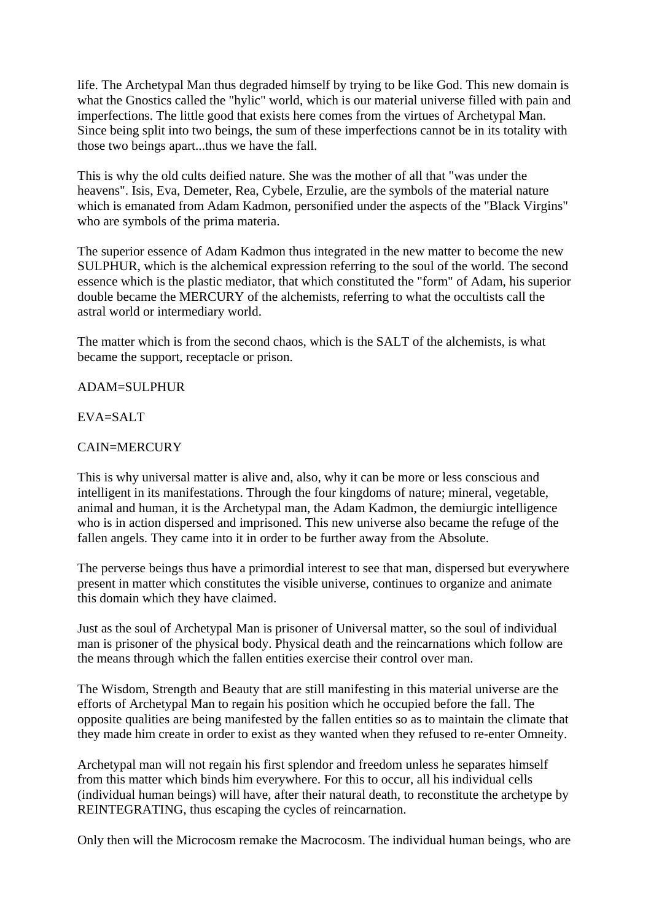life. The Archetypal Man thus degraded himself by trying to be like God. This new domain is what the Gnostics called the "hylic" world, which is our material universe filled with pain and imperfections. The little good that exists here comes from the virtues of Archetypal Man. Since being split into two beings, the sum of these imperfections cannot be in its totality with those two beings apart...thus we have the fall.

This is why the old cults deified nature. She was the mother of all that "was under the heavens". Isis, Eva, Demeter, Rea, Cybele, Erzulie, are the symbols of the material nature which is emanated from Adam Kadmon, personified under the aspects of the "Black Virgins" who are symbols of the prima materia.

The superior essence of Adam Kadmon thus integrated in the new matter to become the new SULPHUR, which is the alchemical expression referring to the soul of the world. The second essence which is the plastic mediator, that which constituted the "form" of Adam, his superior double became the MERCURY of the alchemists, referring to what the occultists call the astral world or intermediary world.

The matter which is from the second chaos, which is the SALT of the alchemists, is what became the support, receptacle or prison.

ADAM=SULPHUR

EVA=SALT

CAIN=MERCURY

This is why universal matter is alive and, also, why it can be more or less conscious and intelligent in its manifestations. Through the four kingdoms of nature; mineral, vegetable, animal and human, it is the Archetypal man, the Adam Kadmon, the demiurgic intelligence who is in action dispersed and imprisoned. This new universe also became the refuge of the fallen angels. They came into it in order to be further away from the Absolute.

The perverse beings thus have a primordial interest to see that man, dispersed but everywhere present in matter which constitutes the visible universe, continues to organize and animate this domain which they have claimed.

Just as the soul of Archetypal Man is prisoner of Universal matter, so the soul of individual man is prisoner of the physical body. Physical death and the reincarnations which follow are the means through which the fallen entities exercise their control over man.

The Wisdom, Strength and Beauty that are still manifesting in this material universe are the efforts of Archetypal Man to regain his position which he occupied before the fall. The opposite qualities are being manifested by the fallen entities so as to maintain the climate that they made him create in order to exist as they wanted when they refused to re-enter Omneity.

Archetypal man will not regain his first splendor and freedom unless he separates himself from this matter which binds him everywhere. For this to occur, all his individual cells (individual human beings) will have, after their natural death, to reconstitute the archetype by REINTEGRATING, thus escaping the cycles of reincarnation.

Only then will the Microcosm remake the Macrocosm. The individual human beings, who are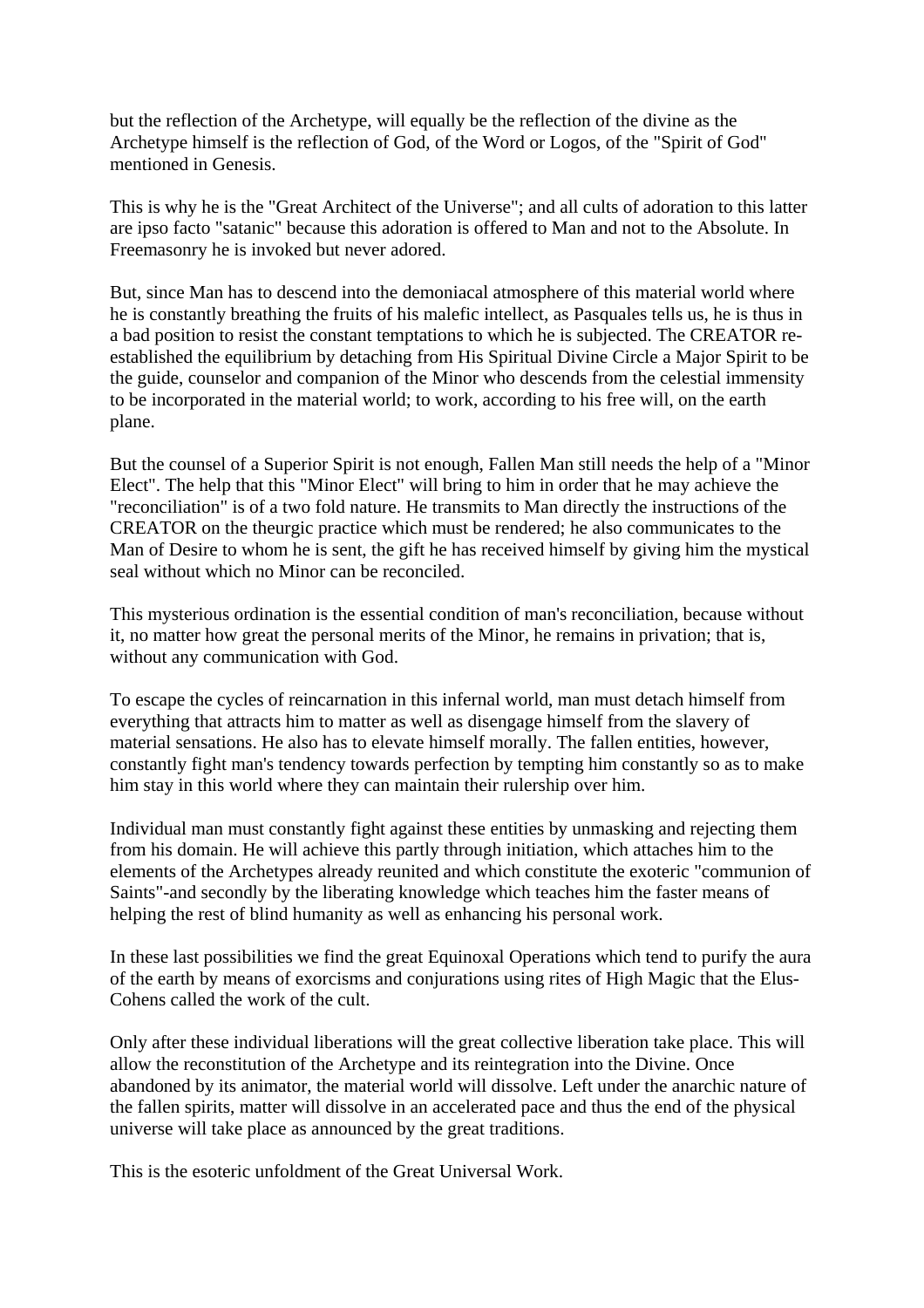but the reflection of the Archetype, will equally be the reflection of the divine as the Archetype himself is the reflection of God, of the Word or Logos, of the "Spirit of God" mentioned in Genesis.

This is why he is the "Great Architect of the Universe"; and all cults of adoration to this latter are ipso facto "satanic" because this adoration is offered to Man and not to the Absolute. In Freemasonry he is invoked but never adored.

But, since Man has to descend into the demoniacal atmosphere of this material world where he is constantly breathing the fruits of his malefic intellect, as Pasquales tells us, he is thus in a bad position to resist the constant temptations to which he is subjected. The CREATOR re-established the equilibrium by detaching from His Spiritual Divine Circle a Major Spirit to be the guide, counselor and companion of the Minor who descends from the celestial immensity to be incorporated in the material world; to work, according to his free will, on the earth plane.

But the counsel of a Superior Spirit is not enough, Fallen Man still needs the help of a "Minor Elect". The help that this "Minor Elect" will bring to him in order that he may achieve the "reconciliation" is of a two fold nature. He transmits to Man directly the instructions of the CREATOR on the theurgic practice which must be rendered; he also communicates to the Man of Desire to whom he is sent, the gift he has received himself by giving him the mystical seal without which no Minor can be reconciled.

This mysterious ordination is the essential condition of man's reconciliation, because without it, no matter how great the personal merits of the Minor, he remains in privation; that is, without any communication with God.

To escape the cycles of reincarnation in this infernal world, man must detach himself from everything that attracts him to matter as well as disengage himself from the slavery of material sensations. He also has to elevate himself morally. The fallen entities, however, constantly fight man's tendency towards perfection by tempting him constantly so as to make him stay in this world where they can maintain their rulership over him.

Individual man must constantly fight against these entities by unmasking and rejecting them from his domain. He will achieve this partly through initiation, which attaches him to the elements of the Archetypes already reunited and which constitute the exoteric "communion of Saints"-and secondly by the liberating knowledge which teaches him the faster means of helping the rest of blind humanity as well as enhancing his personal work.

In these last possibilities we find the great Equinoxal Operations which tend to purify the aura of the earth by means of exorcisms and conjurations using rites of High Magic that the Elus-Cohens called the work of the cult.

Only after these individual liberations will the great collective liberation take place. This will allow the reconstitution of the Archetype and its reintegration into the Divine. Once abandoned by its animator, the material world will dissolve. Left under the anarchic nature of the fallen spirits, matter will dissolve in an accelerated pace and thus the end of the physical universe will take place as announced by the great traditions.

This is the esoteric unfoldment of the Great Universal Work.